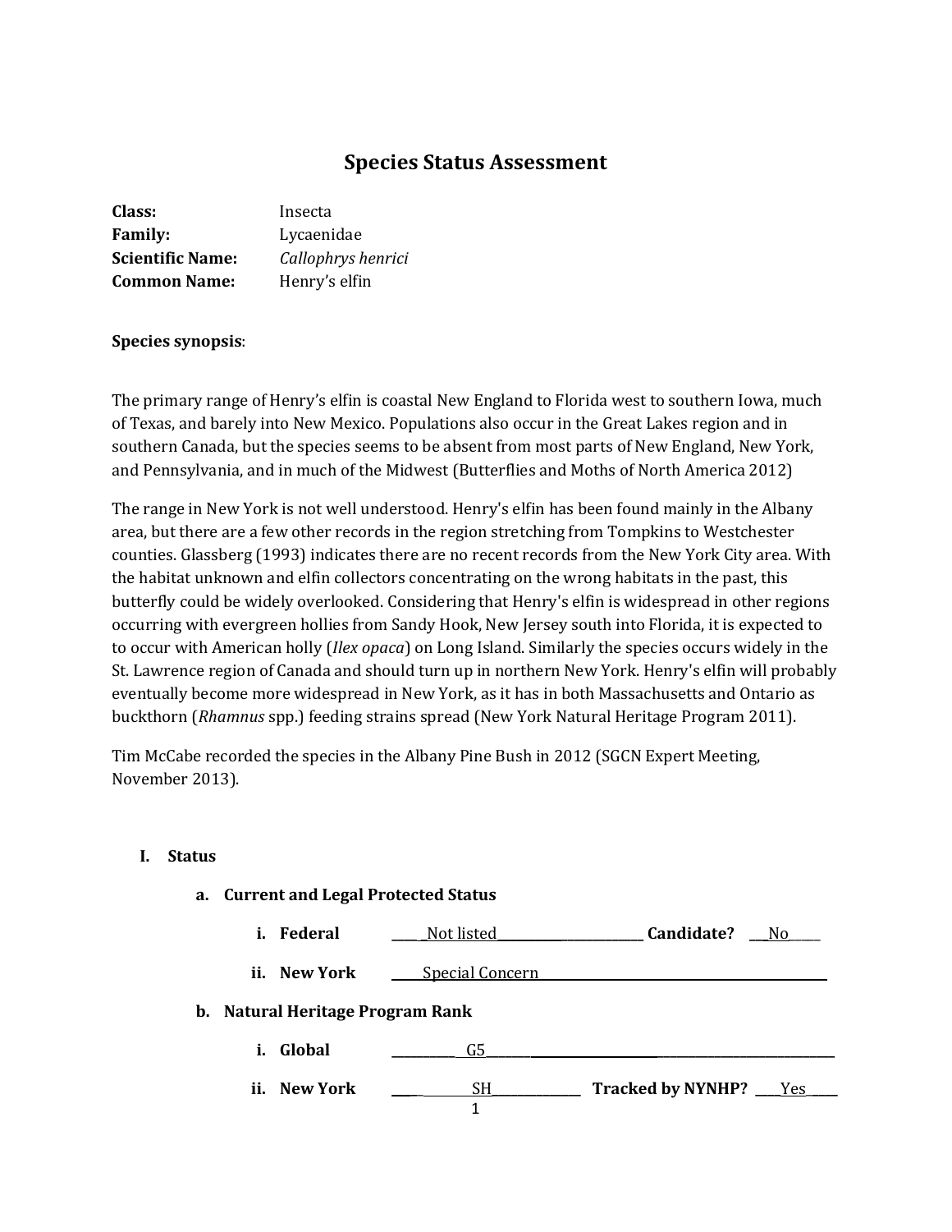# Species Status Assessment

**Class:** Insecta
**Family:** Lycaenidae
**Scientific Name:** *Callophrys henrici*
**Common Name:** Henry's elfin

**Species synopsis**:

The primary range of Henry's elfin is coastal New England to Florida west to southern Iowa, much of Texas, and barely into New Mexico. Populations also occur in the Great Lakes region and in southern Canada, but the species seems to be absent from most parts of New England, New York, and Pennsylvania, and in much of the Midwest (Butterflies and Moths of North America 2012)

The range in New York is not well understood. Henry's elfin has been found mainly in the Albany area, but there are a few other records in the region stretching from Tompkins to Westchester counties. Glassberg (1993) indicates there are no recent records from the New York City area. With the habitat unknown and elfin collectors concentrating on the wrong habitats in the past, this butterfly could be widely overlooked. Considering that Henry's elfin is widespread in other regions occurring with evergreen hollies from Sandy Hook, New Jersey south into Florida, it is expected to to occur with American holly (*Ilex opaca*) on Long Island. Similarly the species occurs widely in the St. Lawrence region of Canada and should turn up in northern New York. Henry's elfin will probably eventually become more widespread in New York, as it has in both Massachusetts and Ontario as buckthorn (*Rhamnus* spp.) feeding strains spread (New York Natural Heritage Program 2011).

Tim McCabe recorded the species in the Albany Pine Bush in 2012 (SGCN Expert Meeting, November 2013).

## I. Status

### a. Current and Legal Protected Status

i. **Federal** ____Not listed____ **Candidate?** ___No___

ii. **New York** ____Special Concern____

### b. Natural Heritage Program Rank

i. **Global** ____G5____

ii. **New York** ____SH____ **Tracked by NYNHP?** ___Yes___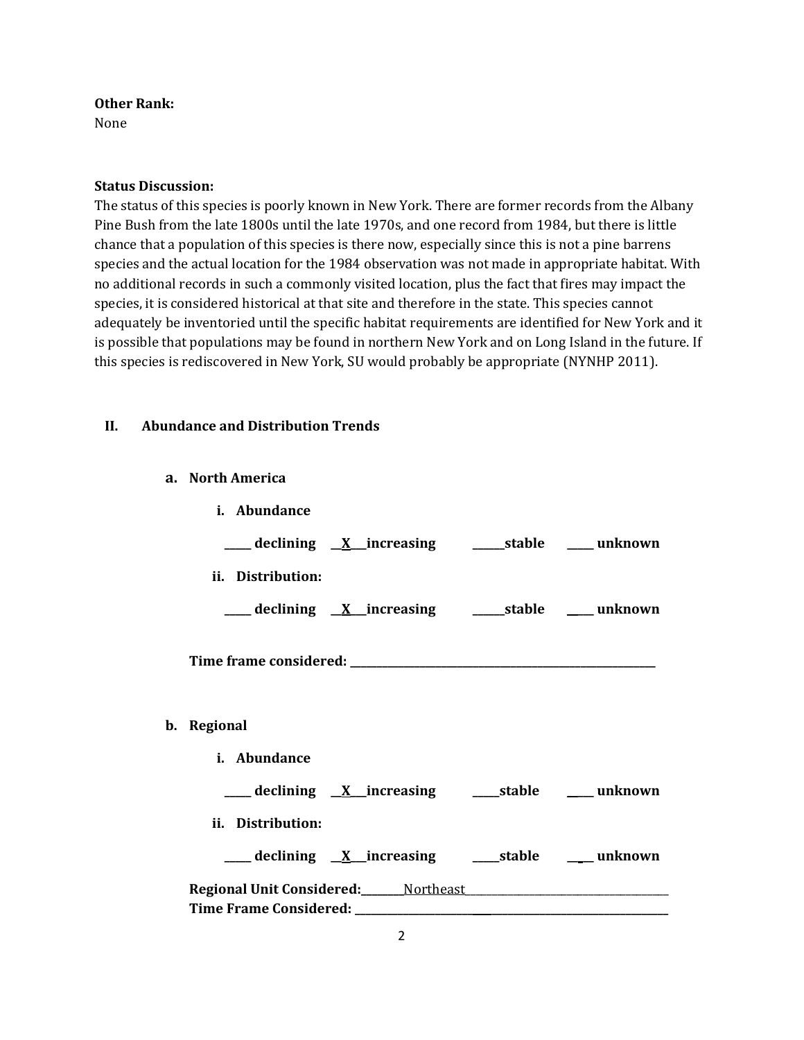**Other Rank:**
None

**Status Discussion:**
The status of this species is poorly known in New York. There are former records from the Albany Pine Bush from the late 1800s until the late 1970s, and one record from 1984, but there is little chance that a population of this species is there now, especially since this is not a pine barrens species and the actual location for the 1984 observation was not made in appropriate habitat. With no additional records in such a commonly visited location, plus the fact that fires may impact the species, it is considered historical at that site and therefore in the state. This species cannot adequately be inventoried until the specific habitat requirements are identified for New York and it is possible that populations may be found in northern New York and on Long Island in the future. If this species is rediscovered in New York, SU would probably be appropriate (NYNHP 2011).

## II. Abundance and Distribution Trends

### a. North America

**i. Abundance**

**_____ declining __X__increasing ______stable _____ unknown**

**ii. Distribution:**

**_____ declining __X__increasing ______stable _____ unknown**

**Time frame considered: ________________________________________________**

### b. Regional

**i. Abundance**

**_____ declining __X__increasing _____stable _____ unknown**

**ii. Distribution:**

**_____ declining __X__increasing _____stable _____ unknown**

**Regional Unit Considered:**________Northeast________________________________
**Time Frame Considered:** ________________________________________________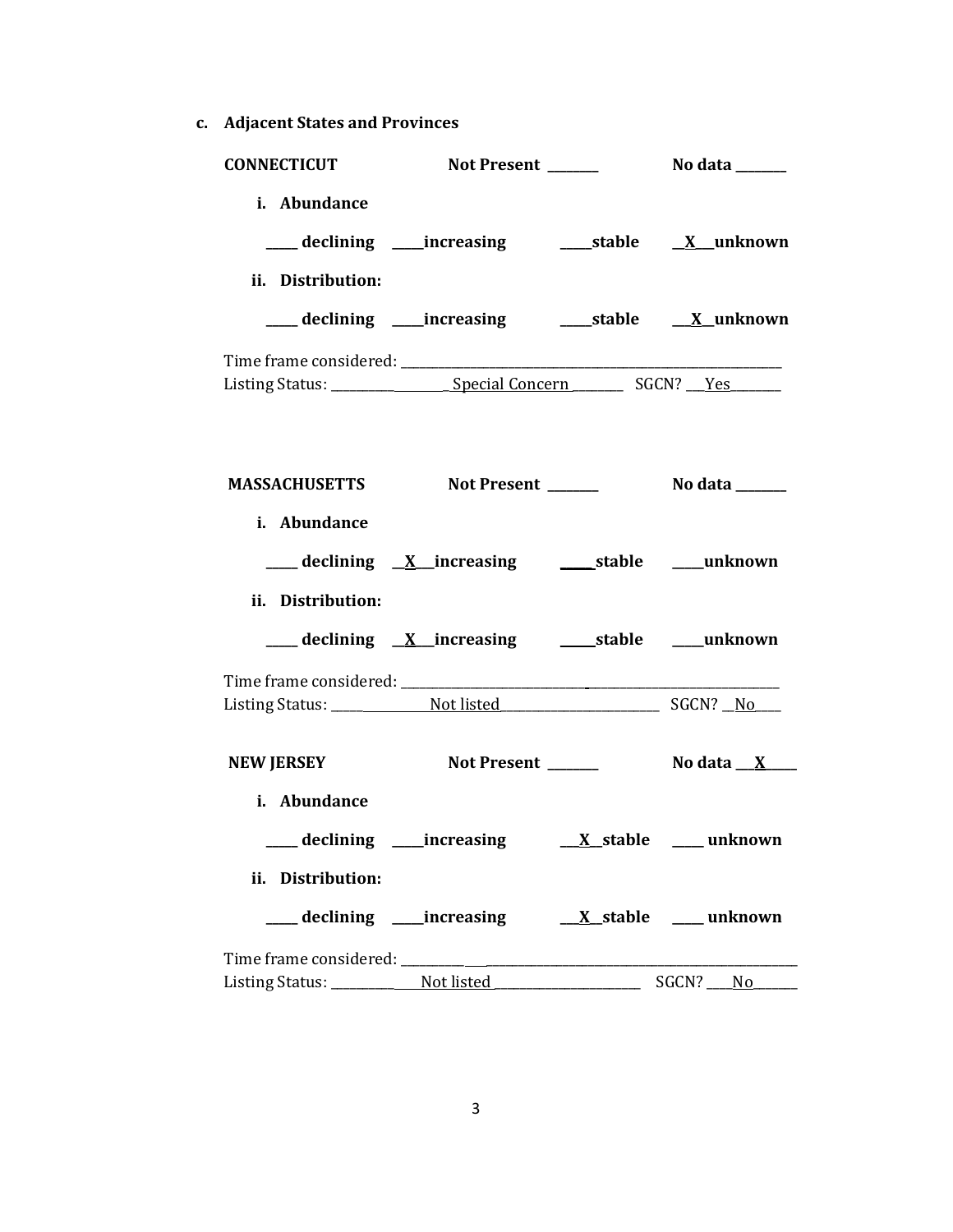**c. Adjacent States and Provinces**

**CONNECTICUT** **Not Present _______** **No data _______**

**i. Abundance**

**____ declining ____increasing ____stable __X__unknown**

**ii. Distribution:**

**____ declining ____increasing ____stable __X__unknown**

Time frame considered: ___________________________________________

Listing Status: _________Special Concern_______ SGCN? __Yes_______

**MASSACHUSETTS** **Not Present _______** **No data _______**

**i. Abundance**

**____ declining __X__increasing ____stable ____unknown**

**ii. Distribution:**

**____ declining __X__increasing ____stable ____unknown**

Time frame considered: ___________________________________________

Listing Status: __________Not listed____________________ SGCN? __No____

**NEW JERSEY** **Not Present _______** **No data __X____**

**i. Abundance**

**____ declining ____increasing __X__stable ____ unknown**

**ii. Distribution:**

**____ declining ____increasing __X__stable ____ unknown**

Time frame considered: ___________________________________________

Listing Status: __________Not listed____________________ SGCN? ___No______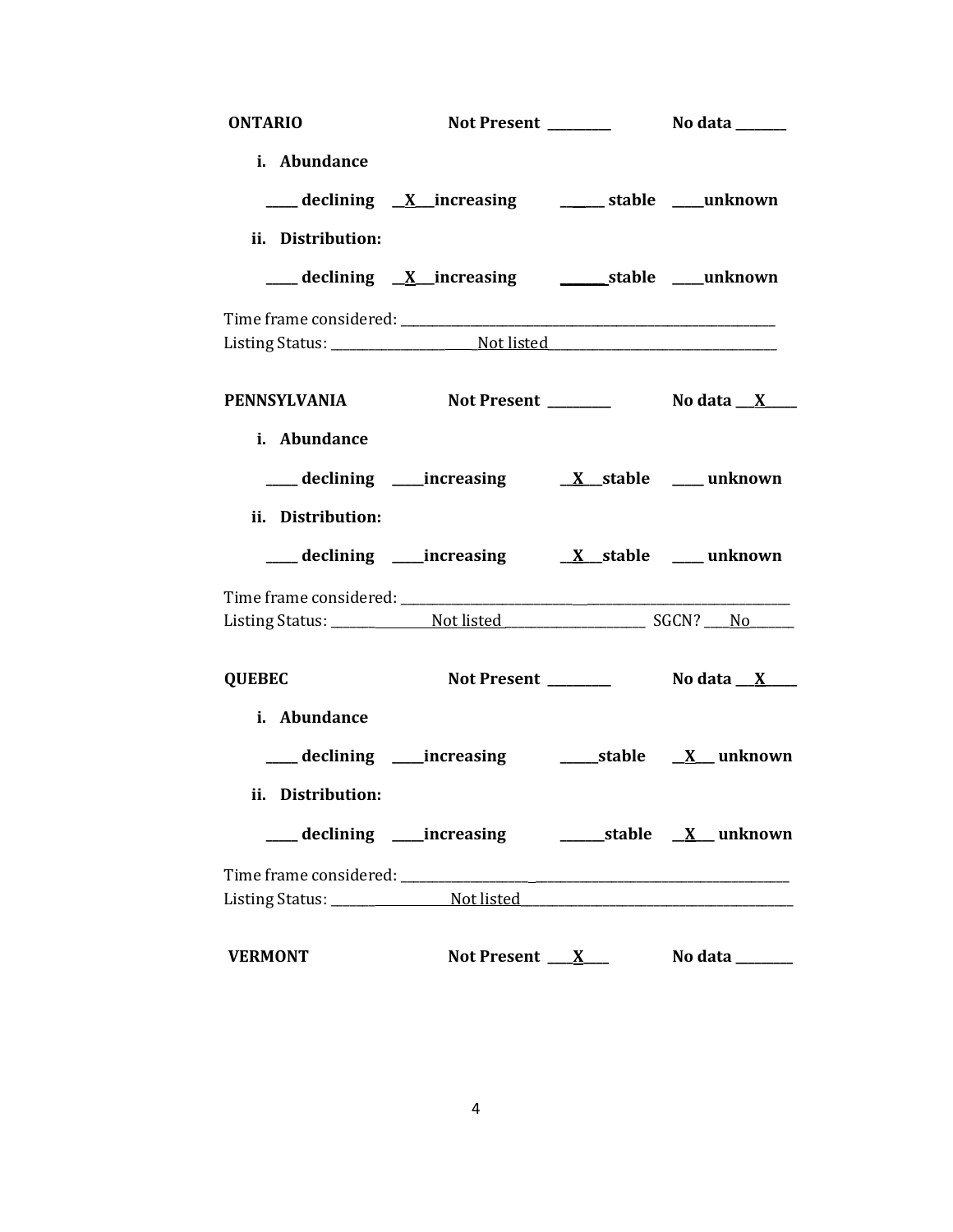**ONTARIO** **Not Present** _________ **No data** _______

**i. Abundance**

_____ **declining** __X__ **increasing** ______ **stable** ____ **unknown**

**ii. Distribution:**

_____ **declining** __X__ **increasing** ______ **stable** ____ **unknown**

Time frame considered: ____________________________________________

Listing Status: __________ Not listed ______________________________

**PENNSYLVANIA** **Not Present** _________ **No data** __X____

**i. Abundance**

_____ **declining** ____ **increasing** __X__ **stable** ____ **unknown**

**ii. Distribution:**

_____ **declining** ____ **increasing** __X__ **stable** ____ **unknown**

Time frame considered: ____________________________________________

Listing Status: ______ Not listed ______________ SGCN? ___No______

**QUEBEC** **Not Present** _________ **No data** __X____

**i. Abundance**

_____ **declining** ____ **increasing** _____ **stable** __X__ **unknown**

**ii. Distribution:**

_____ **declining** ____ **increasing** ______ **stable** __X__ **unknown**

Time frame considered: ____________________________________________

Listing Status: __________ Not listed ______________________________

**VERMONT** **Not Present** ___X___ **No data** ________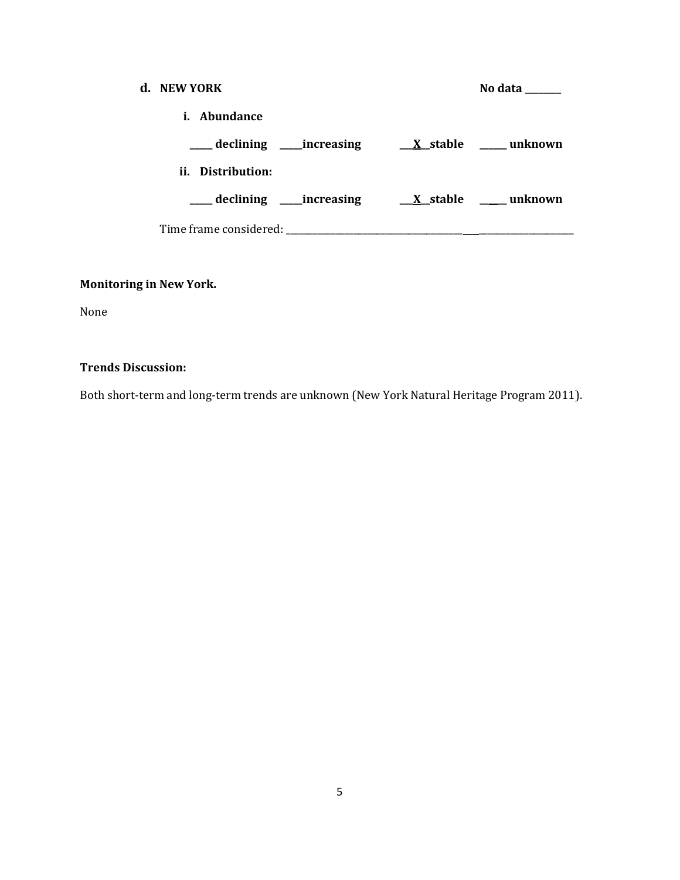**d. NEW YORK** **No data ________**

**i. Abundance**

**_____ declining _____increasing __X__stable _____ unknown**

**ii. Distribution:**

**_____ declining _____increasing __X__stable _____ unknown**

Time frame considered: ___________________________________________

**Monitoring in New York.**

None

**Trends Discussion:**

Both short-term and long-term trends are unknown (New York Natural Heritage Program 2011).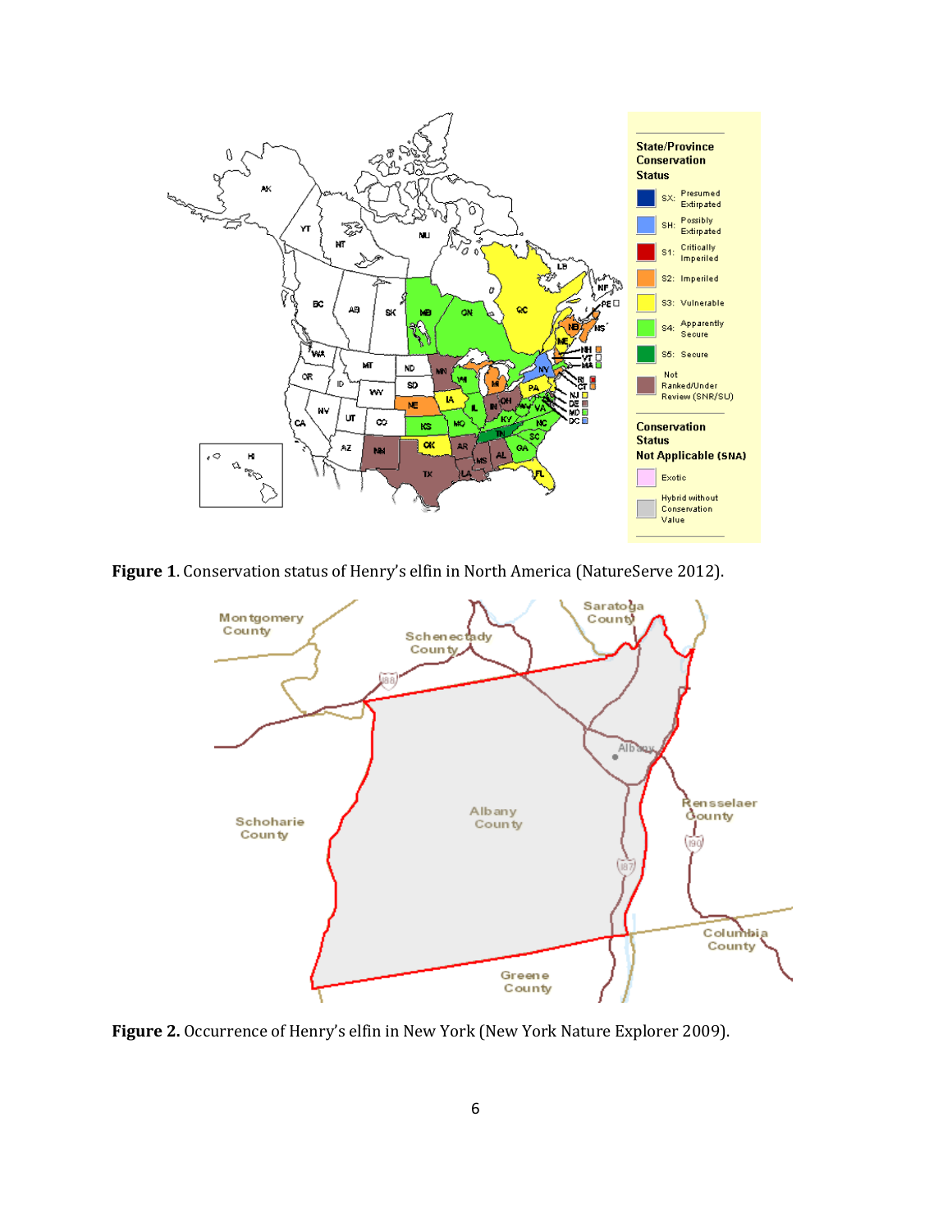State/Province Conservation Status

SX: Presumed Extirpated

SH: Possibly Extirpated

S1: Critically Imperiled

S2: Imperiled

S3: Vulnerable

S4: Apparently Secure

S5: Secure

Not Ranked/Under Review (SNR/SU)

Conservation Status Not Applicable (SNA)

Exotic

Hybrid without Conservation Value

**Figure 1**. Conservation status of Henry's elfin in North America (NatureServe 2012).

Montgomery County

Schenectady County

Saratoga County

Albany

Albany County

Rensselaer County

Schoharie County

Columbia County

Greene County

**Figure 2.** Occurrence of Henry's elfin in New York (New York Nature Explorer 2009).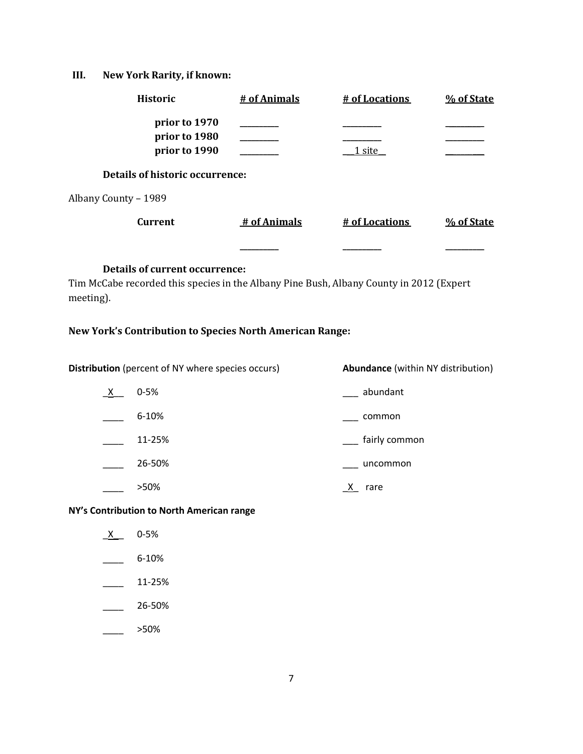### III. New York Rarity, if known:

| Historic | # of Animals | # of Locations | % of State |
|---|---|---|---|
| prior to 1970 | _________ | _________ | _________ |
| prior to 1980 | _________ | _________ | _________ |
| prior to 1990 | _________ | __1 site__ | _________ |

**Details of historic occurrence:**

Albany County – 1989

| Current | # of Animals | # of Locations | % of State |
|---|---|---|---|
| | _________ | _________ | _________ |

**Details of current occurrence:**

Tim McCabe recorded this species in the Albany Pine Bush, Albany County in 2012 (Expert meeting).

**New York's Contribution to Species North American Range:**

**Distribution** (percent of NY where species occurs)

- _X__ 0-5%
- ____ 6-10%
- ____ 11-25%
- ____ 26-50%
- ____ >50%

**Abundance** (within NY distribution)

- ___ abundant
- ___ common
- ___ fairly common
- ___ uncommon
- _X_ rare

**NY's Contribution to North American range**

- _X__ 0-5%
- ____ 6-10%
- ____ 11-25%
- ____ 26-50%
- ____ >50%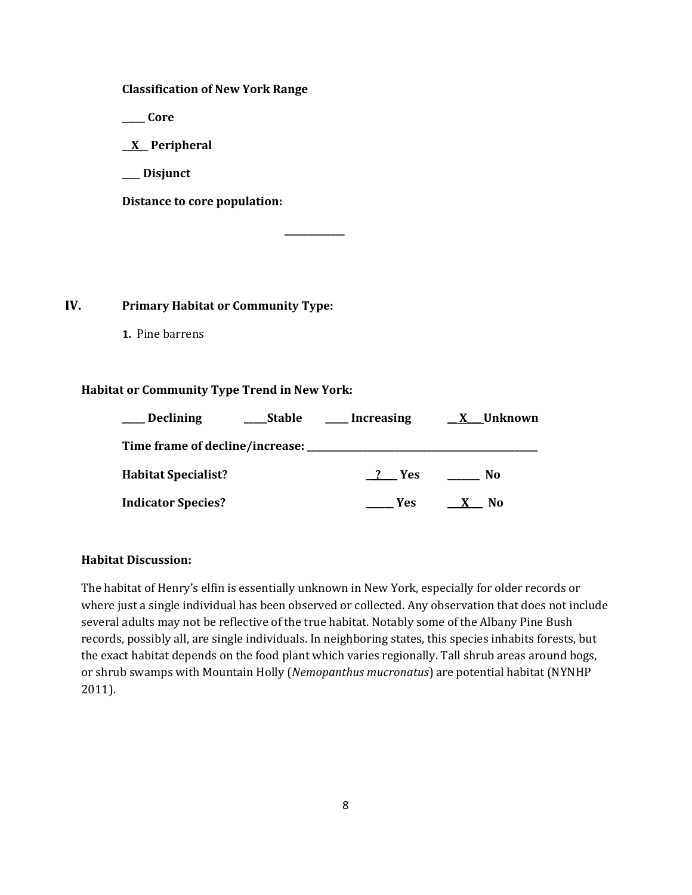**Classification of New York Range**

**\_\_\_\_\_ Core**

**\_\_X\_\_ Peripheral**

**\_\_\_\_ Disjunct**

**Distance to core population:**

\_\_\_\_\_\_\_\_\_\_\_\_\_

## IV. Primary Habitat or Community Type:

1. Pine barrens

**Habitat or Community Type Trend in New York:**

**\_\_\_\_\_ Declining** **\_\_\_\_\_Stable** **\_\_\_\_\_ Increasing** **\_\_X\_\_\_Unknown**

**Time frame of decline/increase: \_\_\_\_\_\_\_\_\_\_\_\_\_\_\_\_\_\_\_\_\_\_\_\_\_\_\_\_\_\_\_\_\_\_\_\_\_\_\_\_\_\_\_\_\_\_\_\_\_\_**

**Habitat Specialist?** **\_\_?\_\_\_ Yes** **\_\_\_\_\_\_\_ No**

**Indicator Species?** **\_\_\_\_\_\_ Yes** **\_\_\_X\_\_\_ No**

**Habitat Discussion:**

The habitat of Henry's elfin is essentially unknown in New York, especially for older records or where just a single individual has been observed or collected. Any observation that does not include several adults may not be reflective of the true habitat. Notably some of the Albany Pine Bush records, possibly all, are single individuals. In neighboring states, this species inhabits forests, but the exact habitat depends on the food plant which varies regionally. Tall shrub areas around bogs, or shrub swamps with Mountain Holly (*Nemopanthus mucronatus*) are potential habitat (NYNHP 2011).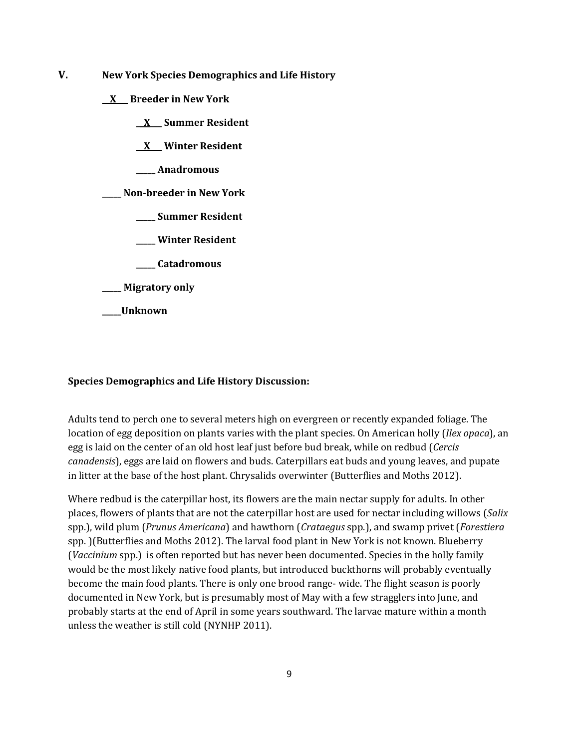## V. New York Species Demographics and Life History

**__X__ Breeder in New York**

- **__X__ Summer Resident**
- **__X__ Winter Resident**
- **_____ Anadromous**

**_____ Non-breeder in New York**

- **_____ Summer Resident**
- **_____ Winter Resident**
- **_____ Catadromous**

**_____ Migratory only**

**_____Unknown**

**Species Demographics and Life History Discussion:**

Adults tend to perch one to several meters high on evergreen or recently expanded foliage. The location of egg deposition on plants varies with the plant species. On American holly (*Ilex opaca*), an egg is laid on the center of an old host leaf just before bud break, while on redbud (*Cercis canadensis*), eggs are laid on flowers and buds. Caterpillars eat buds and young leaves, and pupate in litter at the base of the host plant. Chrysalids overwinter (Butterflies and Moths 2012).

Where redbud is the caterpillar host, its flowers are the main nectar supply for adults. In other places, flowers of plants that are not the caterpillar host are used for nectar including willows (*Salix* spp.), wild plum (*Prunus Americana*) and hawthorn (*Crataegus* spp.), and swamp privet (*Forestiera* spp. )(Butterflies and Moths 2012). The larval food plant in New York is not known. Blueberry (*Vaccinium* spp.) is often reported but has never been documented. Species in the holly family would be the most likely native food plants, but introduced buckthorns will probably eventually become the main food plants. There is only one brood range- wide. The flight season is poorly documented in New York, but is presumably most of May with a few stragglers into June, and probably starts at the end of April in some years southward. The larvae mature within a month unless the weather is still cold (NYNHP 2011).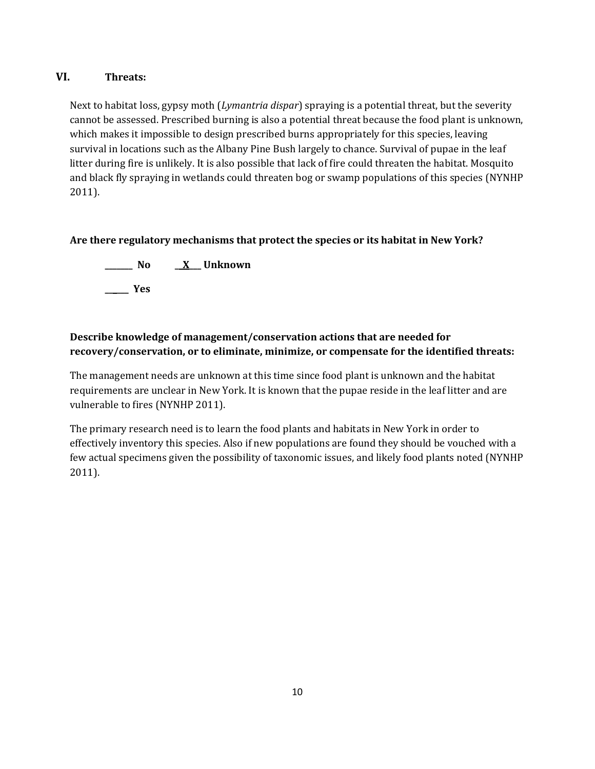## VI. Threats:

Next to habitat loss, gypsy moth (*Lymantria dispar*) spraying is a potential threat, but the severity cannot be assessed. Prescribed burning is also a potential threat because the food plant is unknown, which makes it impossible to design prescribed burns appropriately for this species, leaving survival in locations such as the Albany Pine Bush largely to chance. Survival of pupae in the leaf litter during fire is unlikely. It is also possible that lack of fire could threaten the habitat. Mosquito and black fly spraying in wetlands could threaten bog or swamp populations of this species (NYNHP 2011).

**Are there regulatory mechanisms that protect the species or its habitat in New York?**

**_______ No** **__X___ Unknown**

**______ Yes**

**Describe knowledge of management/conservation actions that are needed for recovery/conservation, or to eliminate, minimize, or compensate for the identified threats:**

The management needs are unknown at this time since food plant is unknown and the habitat requirements are unclear in New York. It is known that the pupae reside in the leaf litter and are vulnerable to fires (NYNHP 2011).

The primary research need is to learn the food plants and habitats in New York in order to effectively inventory this species. Also if new populations are found they should be vouched with a few actual specimens given the possibility of taxonomic issues, and likely food plants noted (NYNHP 2011).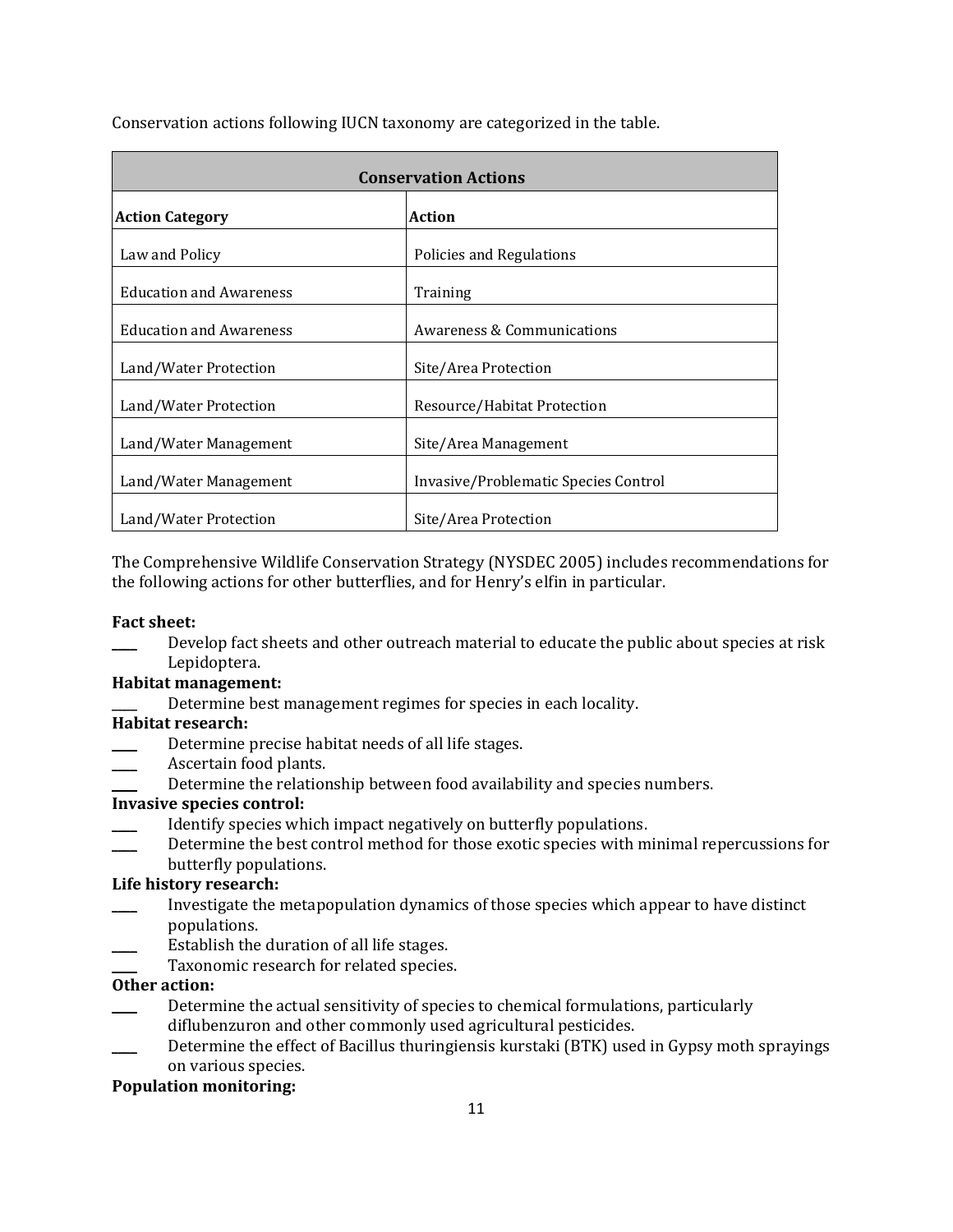Conservation actions following IUCN taxonomy are categorized in the table.

| Conservation Actions | |
|---|---|
| **Action Category** | **Action** |
| Law and Policy | Policies and Regulations |
| Education and Awareness | Training |
| Education and Awareness | Awareness & Communications |
| Land/Water Protection | Site/Area Protection |
| Land/Water Protection | Resource/Habitat Protection |
| Land/Water Management | Site/Area Management |
| Land/Water Management | Invasive/Problematic Species Control |
| Land/Water Protection | Site/Area Protection |

The Comprehensive Wildlife Conservation Strategy (NYSDEC 2005) includes recommendations for the following actions for other butterflies, and for Henry's elfin in particular.

**Fact sheet:**

____ Develop fact sheets and other outreach material to educate the public about species at risk Lepidoptera.

**Habitat management:**

____ Determine best management regimes for species in each locality.

**Habitat research:**

____ Determine precise habitat needs of all life stages.

____ Ascertain food plants.

____ Determine the relationship between food availability and species numbers.

**Invasive species control:**

____ Identify species which impact negatively on butterfly populations.

____ Determine the best control method for those exotic species with minimal repercussions for butterfly populations.

**Life history research:**

____ Investigate the metapopulation dynamics of those species which appear to have distinct populations.

____ Establish the duration of all life stages.

____ Taxonomic research for related species.

**Other action:**

____ Determine the actual sensitivity of species to chemical formulations, particularly diflubenzuron and other commonly used agricultural pesticides.

____ Determine the effect of Bacillus thuringiensis kurstaki (BTK) used in Gypsy moth sprayings on various species.

**Population monitoring:**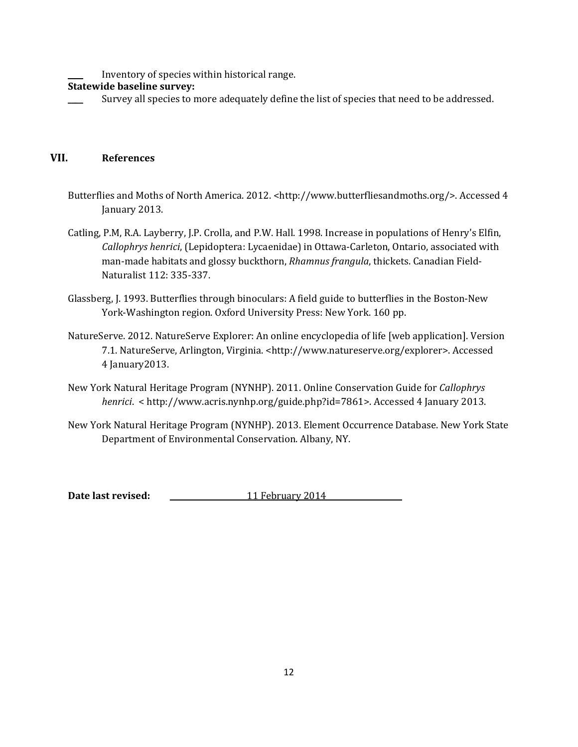____ Inventory of species within historical range.

**Statewide baseline survey:**

____ Survey all species to more adequately define the list of species that need to be addressed.

## VII. References

Butterflies and Moths of North America. 2012. <http://www.butterfliesandmoths.org/>. Accessed 4 January 2013.

Catling, P.M, R.A. Layberry, J.P. Crolla, and P.W. Hall. 1998. Increase in populations of Henry's Elfin, *Callophrys henrici*, (Lepidoptera: Lycaenidae) in Ottawa-Carleton, Ontario, associated with man-made habitats and glossy buckthorn, *Rhamnus frangula*, thickets. Canadian Field-Naturalist 112: 335-337.

Glassberg, J. 1993. Butterflies through binoculars: A field guide to butterflies in the Boston-New York-Washington region. Oxford University Press: New York. 160 pp.

NatureServe. 2012. NatureServe Explorer: An online encyclopedia of life [web application]. Version 7.1. NatureServe, Arlington, Virginia. <http://www.natureserve.org/explorer>. Accessed 4 January2013.

New York Natural Heritage Program (NYNHP). 2011. Online Conservation Guide for *Callophrys henrici*. < http://www.acris.nynhp.org/guide.php?id=7861>. Accessed 4 January 2013.

New York Natural Heritage Program (NYNHP). 2013. Element Occurrence Database. New York State Department of Environmental Conservation. Albany, NY.

**Date last revised:** 11 February 2014